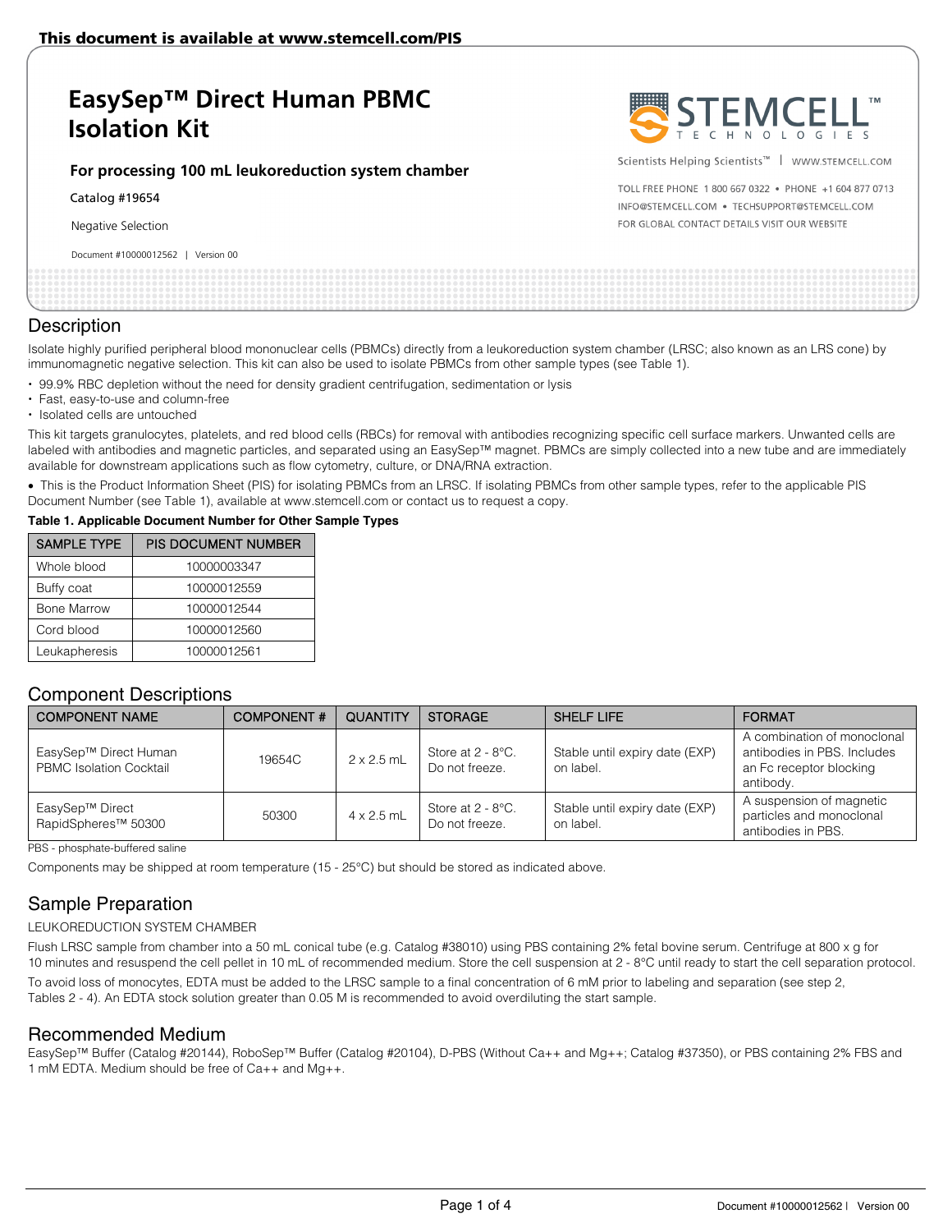This document is available at www.stemcell.com/PIS

# EasySep™ Direct Human PBMC Isolation Kit

**For processing 100 mL leukoreduction system chamber**

Catalog #19654

Negative Selection

Document #10000012562 | Version 00

Scientists Helping Scientists™ | WWW.STEMCELL.COM

TOLL FREE PHONE 1 800 667 0322 • PHONE +1 604 877 0713
INFO@STEMCELL.COM • TECHSUPPORT@STEMCELL.COM
FOR GLOBAL CONTACT DETAILS VISIT OUR WEBSITE

## Description

Isolate highly purified peripheral blood mononuclear cells (PBMCs) directly from a leukoreduction system chamber (LRSC; also known as an LRS cone) by immunomagnetic negative selection. This kit can also be used to isolate PBMCs from other sample types (see Table 1).

- 99.9% RBC depletion without the need for density gradient centrifugation, sedimentation or lysis
- Fast, easy-to-use and column-free
- Isolated cells are untouched

This kit targets granulocytes, platelets, and red blood cells (RBCs) for removal with antibodies recognizing specific cell surface markers. Unwanted cells are labeled with antibodies and magnetic particles, and separated using an EasySep™ magnet. PBMCs are simply collected into a new tube and are immediately available for downstream applications such as flow cytometry, culture, or DNA/RNA extraction.

- This is the Product Information Sheet (PIS) for isolating PBMCs from an LRSC. If isolating PBMCs from other sample types, refer to the applicable PIS Document Number (see Table 1), available at www.stemcell.com or contact us to request a copy.

**Table 1. Applicable Document Number for Other Sample Types**

| SAMPLE TYPE | PIS DOCUMENT NUMBER |
|---|---|
| Whole blood | 10000003347 |
| Buffy coat | 10000012559 |
| Bone Marrow | 10000012544 |
| Cord blood | 10000012560 |
| Leukapheresis | 10000012561 |

## Component Descriptions

| COMPONENT NAME | COMPONENT # | QUANTITY | STORAGE | SHELF LIFE | FORMAT |
|---|---|---|---|---|---|
| EasySep™ Direct Human PBMC Isolation Cocktail | 19654C | 2 x 2.5 mL | Store at 2 - 8°C. Do not freeze. | Stable until expiry date (EXP) on label. | A combination of monoclonal antibodies in PBS. Includes an Fc receptor blocking antibody. |
| EasySep™ Direct RapidSpheres™ 50300 | 50300 | 4 x 2.5 mL | Store at 2 - 8°C. Do not freeze. | Stable until expiry date (EXP) on label. | A suspension of magnetic particles and monoclonal antibodies in PBS. |

PBS - phosphate-buffered saline

Components may be shipped at room temperature (15 - 25°C) but should be stored as indicated above.

## Sample Preparation

LEUKOREDUCTION SYSTEM CHAMBER

Flush LRSC sample from chamber into a 50 mL conical tube (e.g. Catalog #38010) using PBS containing 2% fetal bovine serum. Centrifuge at 800 x g for 10 minutes and resuspend the cell pellet in 10 mL of recommended medium. Store the cell suspension at 2 - 8°C until ready to start the cell separation protocol.

To avoid loss of monocytes, EDTA must be added to the LRSC sample to a final concentration of 6 mM prior to labeling and separation (see step 2, Tables 2 - 4). An EDTA stock solution greater than 0.05 M is recommended to avoid overdiluting the start sample.

## Recommended Medium

EasySep™ Buffer (Catalog #20144), RoboSep™ Buffer (Catalog #20104), D-PBS (Without Ca++ and Mg++; Catalog #37350), or PBS containing 2% FBS and 1 mM EDTA. Medium should be free of Ca++ and Mg++.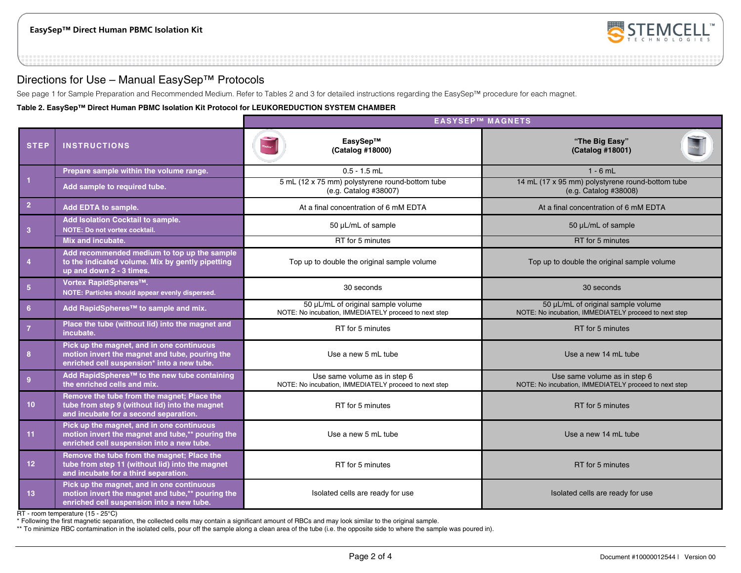# Directions for Use – Manual EasySep™ Protocols

See page 1 for Sample Preparation and Recommended Medium. Refer to Tables 2 and 3 for detailed instructions regarding the EasySep™ procedure for each magnet.

**Table 2. EasySep™ Direct Human PBMC Isolation Kit Protocol for LEUKOREDUCTION SYSTEM CHAMBER**

| STEP | INSTRUCTIONS | EASYSEP™ MAGNETS: EasySep™ (Catalog #18000) | EASYSEP™ MAGNETS: "The Big Easy" (Catalog #18001) |
|---|---|---|---|
| 1 | Prepare sample within the volume range. | 0.5 - 1.5 mL | 1 - 6 mL |
| | Add sample to required tube. | 5 mL (12 x 75 mm) polystyrene round-bottom tube (e.g. Catalog #38007) | 14 mL (17 x 95 mm) polystyrene round-bottom tube (e.g. Catalog #38008) |
| 2 | Add EDTA to sample. | At a final concentration of 6 mM EDTA | At a final concentration of 6 mM EDTA |
| 3 | Add Isolation Cocktail to sample. NOTE: Do not vortex cocktail. | 50 µL/mL of sample | 50 µL/mL of sample |
| | Mix and incubate. | RT for 5 minutes | RT for 5 minutes |
| 4 | Add recommended medium to top up the sample to the indicated volume. Mix by gently pipetting up and down 2 - 3 times. | Top up to double the original sample volume | Top up to double the original sample volume |
| 5 | Vortex RapidSpheres™. NOTE: Particles should appear evenly dispersed. | 30 seconds | 30 seconds |
| 6 | Add RapidSpheres™ to sample and mix. | 50 µL/mL of original sample volume NOTE: No incubation, IMMEDIATELY proceed to next step | 50 µL/mL of original sample volume NOTE: No incubation, IMMEDIATELY proceed to next step |
| 7 | Place the tube (without lid) into the magnet and incubate. | RT for 5 minutes | RT for 5 minutes |
| 8 | Pick up the magnet, and in one continuous motion invert the magnet and tube, pouring the enriched cell suspension* into a new tube. | Use a new 5 mL tube | Use a new 14 mL tube |
| 9 | Add RapidSpheres™ to the new tube containing the enriched cells and mix. | Use same volume as in step 6 NOTE: No incubation, IMMEDIATELY proceed to next step | Use same volume as in step 6 NOTE: No incubation, IMMEDIATELY proceed to next step |
| 10 | Remove the tube from the magnet; Place the tube from step 9 (without lid) into the magnet and incubate for a second separation. | RT for 5 minutes | RT for 5 minutes |
| 11 | Pick up the magnet, and in one continuous motion invert the magnet and tube,** pouring the enriched cell suspension into a new tube. | Use a new 5 mL tube | Use a new 14 mL tube |
| 12 | Remove the tube from the magnet; Place the tube from step 11 (without lid) into the magnet and incubate for a third separation. | RT for 5 minutes | RT for 5 minutes |
| 13 | Pick up the magnet, and in one continuous motion invert the magnet and tube,** pouring the enriched cell suspension into a new tube. | Isolated cells are ready for use | Isolated cells are ready for use |

RT - room temperature (15 - 25°C)

* Following the first magnetic separation, the collected cells may contain a significant amount of RBCs and may look similar to the original sample.

** To minimize RBC contamination in the isolated cells, pour off the sample along a clean area of the tube (i.e. the opposite side to where the sample was poured in).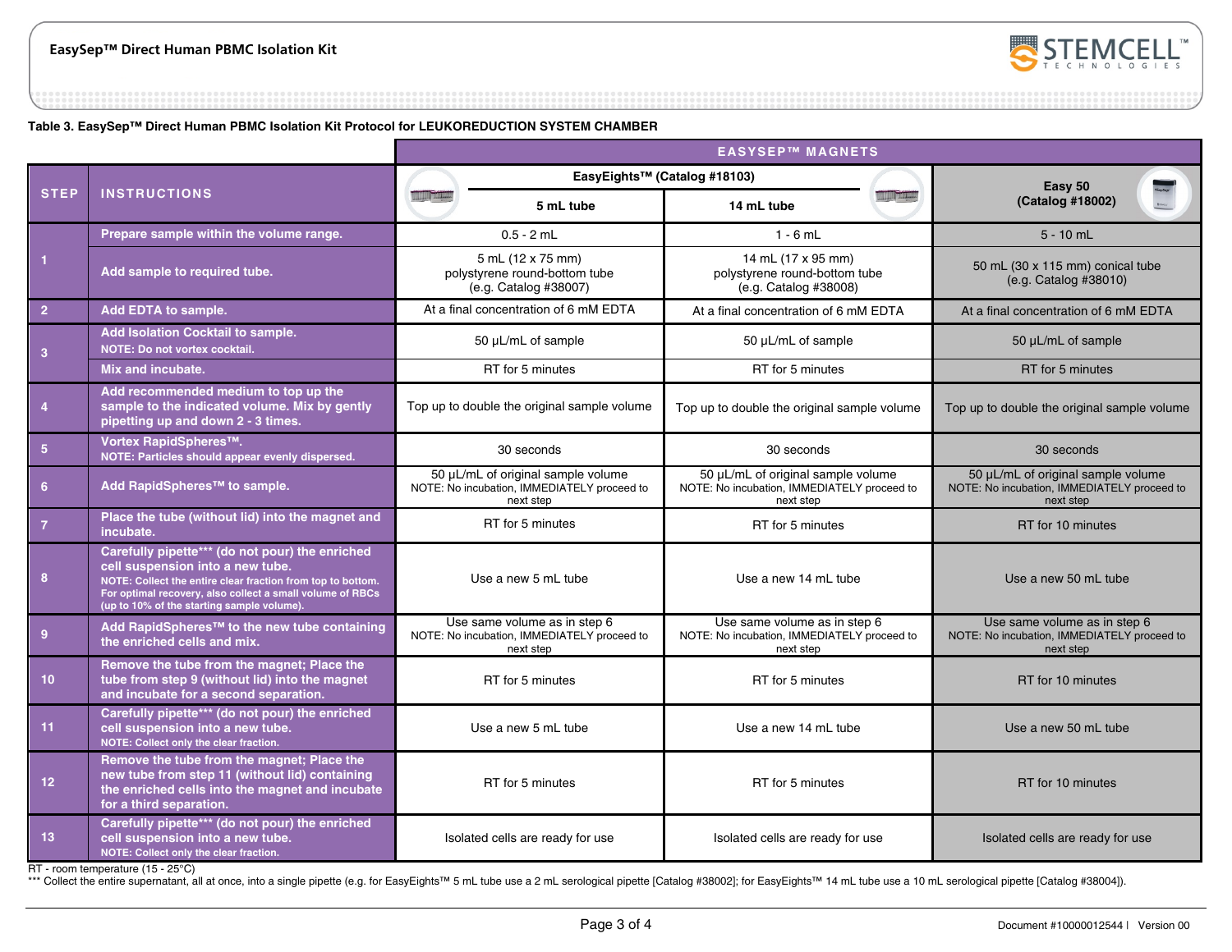**Table 3. EasySep™ Direct Human PBMC Isolation Kit Protocol for LEUKOREDUCTION SYSTEM CHAMBER**

| STEP | INSTRUCTIONS | EASYSEP™ MAGNETS: EasyEights™ (Catalog #18103) 5 mL tube | EasyEights™ (Catalog #18103) 14 mL tube | Easy 50 (Catalog #18002) |
|---|---|---|---|---|
| 1 | Prepare sample within the volume range. | 0.5 - 2 mL | 1 - 6 mL | 5 - 10 mL |
| | Add sample to required tube. | 5 mL (12 x 75 mm) polystyrene round-bottom tube (e.g. Catalog #38007) | 14 mL (17 x 95 mm) polystyrene round-bottom tube (e.g. Catalog #38008) | 50 mL (30 x 115 mm) conical tube (e.g. Catalog #38010) |
| 2 | Add EDTA to sample. | At a final concentration of 6 mM EDTA | At a final concentration of 6 mM EDTA | At a final concentration of 6 mM EDTA |
| 3 | Add Isolation Cocktail to sample. NOTE: Do not vortex cocktail. | 50 µL/mL of sample | 50 µL/mL of sample | 50 µL/mL of sample |
| | Mix and incubate. | RT for 5 minutes | RT for 5 minutes | RT for 5 minutes |
| 4 | Add recommended medium to top up the sample to the indicated volume. Mix by gently pipetting up and down 2 - 3 times. | Top up to double the original sample volume | Top up to double the original sample volume | Top up to double the original sample volume |
| 5 | Vortex RapidSpheres™. NOTE: Particles should appear evenly dispersed. | 30 seconds | 30 seconds | 30 seconds |
| 6 | Add RapidSpheres™ to sample. | 50 µL/mL of original sample volume NOTE: No incubation, IMMEDIATELY proceed to next step | 50 µL/mL of original sample volume NOTE: No incubation, IMMEDIATELY proceed to next step | 50 µL/mL of original sample volume NOTE: No incubation, IMMEDIATELY proceed to next step |
| 7 | Place the tube (without lid) into the magnet and incubate. | RT for 5 minutes | RT for 5 minutes | RT for 10 minutes |
| 8 | Carefully pipette*** (do not pour) the enriched cell suspension into a new tube. NOTE: Collect the entire clear fraction from top to bottom. For optimal recovery, also collect a small volume of RBCs (up to 10% of the starting sample volume). | Use a new 5 mL tube | Use a new 14 mL tube | Use a new 50 mL tube |
| 9 | Add RapidSpheres™ to the new tube containing the enriched cells and mix. | Use same volume as in step 6 NOTE: No incubation, IMMEDIATELY proceed to next step | Use same volume as in step 6 NOTE: No incubation, IMMEDIATELY proceed to next step | Use same volume as in step 6 NOTE: No incubation, IMMEDIATELY proceed to next step |
| 10 | Remove the tube from the magnet; Place the tube from step 9 (without lid) into the magnet and incubate for a second separation. | RT for 5 minutes | RT for 5 minutes | RT for 10 minutes |
| 11 | Carefully pipette*** (do not pour) the enriched cell suspension into a new tube. NOTE: Collect only the clear fraction. | Use a new 5 mL tube | Use a new 14 mL tube | Use a new 50 mL tube |
| 12 | Remove the tube from the magnet; Place the new tube from step 11 (without lid) containing the enriched cells into the magnet and incubate for a third separation. | RT for 5 minutes | RT for 5 minutes | RT for 10 minutes |
| 13 | Carefully pipette*** (do not pour) the enriched cell suspension into a new tube. NOTE: Collect only the clear fraction. | Isolated cells are ready for use | Isolated cells are ready for use | Isolated cells are ready for use |

RT - room temperature (15 - 25°C)

*** Collect the entire supernatant, all at once, into a single pipette (e.g. for EasyEights™ 5 mL tube use a 2 mL serological pipette [Catalog #38002]; for EasyEights™ 14 mL tube use a 10 mL serological pipette [Catalog #38004]).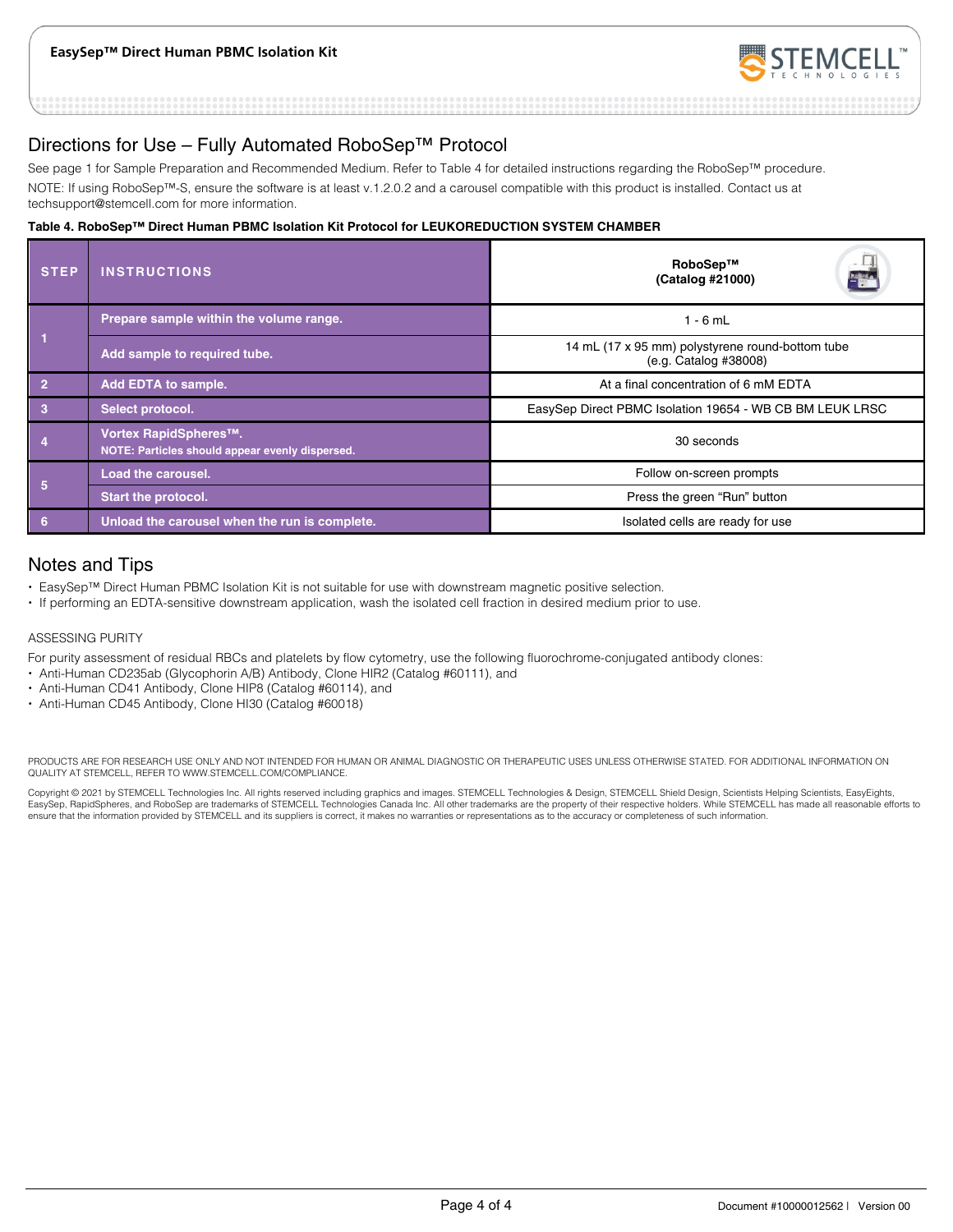## Directions for Use – Fully Automated RoboSep™ Protocol

See page 1 for Sample Preparation and Recommended Medium. Refer to Table 4 for detailed instructions regarding the RoboSep™ procedure.

NOTE: If using RoboSep™-S, ensure the software is at least v.1.2.0.2 and a carousel compatible with this product is installed. Contact us at techsupport@stemcell.com for more information.

**Table 4. RoboSep™ Direct Human PBMC Isolation Kit Protocol for LEUKOREDUCTION SYSTEM CHAMBER**

| STEP | INSTRUCTIONS | RoboSep™ (Catalog #21000) |
|---|---|---|
| 1 | Prepare sample within the volume range. | 1 - 6 mL |
| | Add sample to required tube. | 14 mL (17 x 95 mm) polystyrene round-bottom tube (e.g. Catalog #38008) |
| 2 | Add EDTA to sample. | At a final concentration of 6 mM EDTA |
| 3 | Select protocol. | EasySep Direct PBMC Isolation 19654 - WB CB BM LEUK LRSC |
| 4 | Vortex RapidSpheres™. NOTE: Particles should appear evenly dispersed. | 30 seconds |
| 5 | Load the carousel. | Follow on-screen prompts |
| | Start the protocol. | Press the green "Run" button |
| 6 | Unload the carousel when the run is complete. | Isolated cells are ready for use |

## Notes and Tips

- EasySep™ Direct Human PBMC Isolation Kit is not suitable for use with downstream magnetic positive selection.
- If performing an EDTA-sensitive downstream application, wash the isolated cell fraction in desired medium prior to use.

### ASSESSING PURITY

For purity assessment of residual RBCs and platelets by flow cytometry, use the following fluorochrome-conjugated antibody clones:

- Anti-Human CD235ab (Glycophorin A/B) Antibody, Clone HIR2 (Catalog #60111), and
- Anti-Human CD41 Antibody, Clone HIP8 (Catalog #60114), and
- Anti-Human CD45 Antibody, Clone HI30 (Catalog #60018)

PRODUCTS ARE FOR RESEARCH USE ONLY AND NOT INTENDED FOR HUMAN OR ANIMAL DIAGNOSTIC OR THERAPEUTIC USES UNLESS OTHERWISE STATED. FOR ADDITIONAL INFORMATION ON QUALITY AT STEMCELL, REFER TO WWW.STEMCELL.COM/COMPLIANCE.

Copyright © 2021 by STEMCELL Technologies Inc. All rights reserved including graphics and images. STEMCELL Technologies & Design, STEMCELL Shield Design, Scientists Helping Scientists, EasyEights, EasySep, RapidSpheres, and RoboSep are trademarks of STEMCELL Technologies Canada Inc. All other trademarks are the property of their respective holders. While STEMCELL has made all reasonable efforts to ensure that the information provided by STEMCELL and its suppliers is correct, it makes no warranties or representations as to the accuracy or completeness of such information.

Document #10000012562 | Version 00